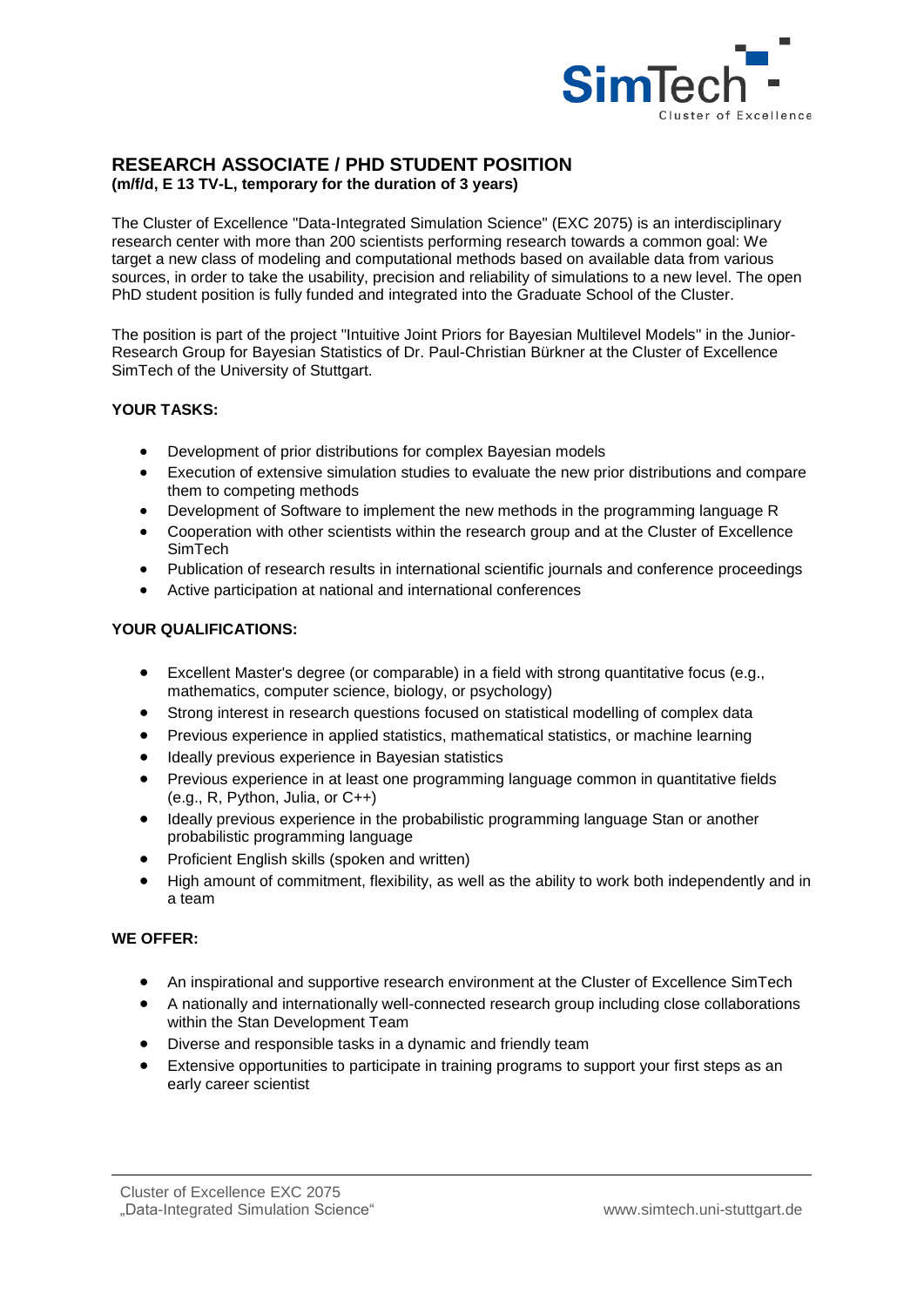# RESEARCH ASSOCIATE / PHD STUDENT POSITION

**(m/f/d, E 13 TV-L, temporary for the duration of 3 years)**

The Cluster of Excellence "Data-Integrated Simulation Science" (EXC 2075) is an interdisciplinary research center with more than 200 scientists performing research towards a common goal: We target a new class of modeling and computational methods based on available data from various sources, in order to take the usability, precision and reliability of simulations to a new level. The open PhD student position is fully funded and integrated into the Graduate School of the Cluster.

The position is part of the project "Intuitive Joint Priors for Bayesian Multilevel Models" in the Junior-Research Group for Bayesian Statistics of Dr. Paul-Christian Bürkner at the Cluster of Excellence SimTech of the University of Stuttgart.

## YOUR TASKS:

- Development of prior distributions for complex Bayesian models
- Execution of extensive simulation studies to evaluate the new prior distributions and compare them to competing methods
- Development of Software to implement the new methods in the programming language R
- Cooperation with other scientists within the research group and at the Cluster of Excellence SimTech
- Publication of research results in international scientific journals and conference proceedings
- Active participation at national and international conferences

## YOUR QUALIFICATIONS:

- Excellent Master's degree (or comparable) in a field with strong quantitative focus (e.g., mathematics, computer science, biology, or psychology)
- Strong interest in research questions focused on statistical modelling of complex data
- Previous experience in applied statistics, mathematical statistics, or machine learning
- Ideally previous experience in Bayesian statistics
- Previous experience in at least one programming language common in quantitative fields (e.g., R, Python, Julia, or C++)
- Ideally previous experience in the probabilistic programming language Stan or another probabilistic programming language
- Proficient English skills (spoken and written)
- High amount of commitment, flexibility, as well as the ability to work both independently and in a team

## WE OFFER:

- An inspirational and supportive research environment at the Cluster of Excellence SimTech
- A nationally and internationally well-connected research group including close collaborations within the Stan Development Team
- Diverse and responsible tasks in a dynamic and friendly team
- Extensive opportunities to participate in training programs to support your first steps as an early career scientist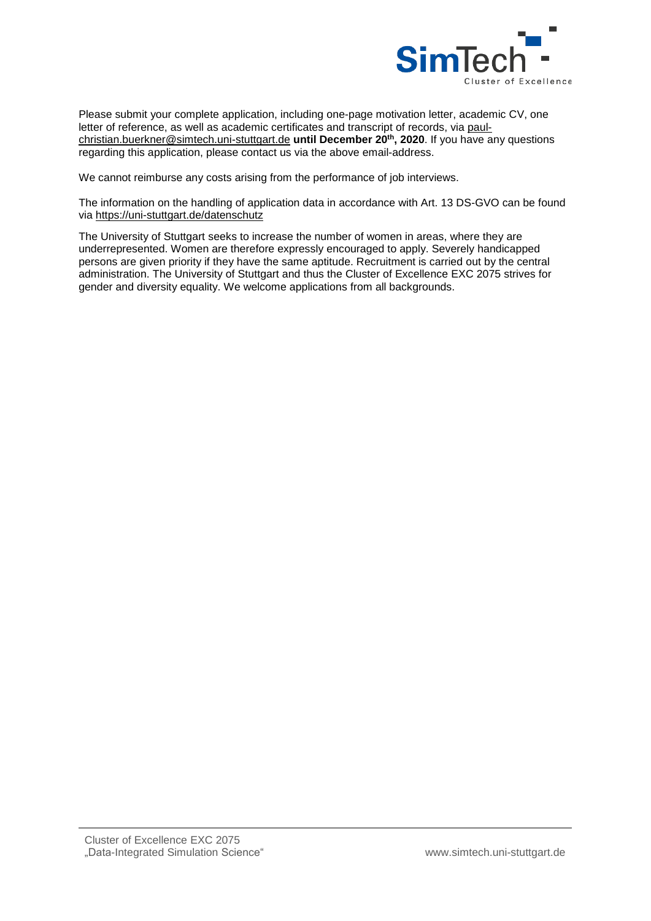Please submit your complete application, including one-page motivation letter, academic CV, one letter of reference, as well as academic certificates and transcript of records, via paul-christian.buerkner@simtech.uni-stuttgart.de **until December 20th, 2020**. If you have any questions regarding this application, please contact us via the above email-address.

We cannot reimburse any costs arising from the performance of job interviews.

The information on the handling of application data in accordance with Art. 13 DS-GVO can be found via https://uni-stuttgart.de/datenschutz

The University of Stuttgart seeks to increase the number of women in areas, where they are underrepresented. Women are therefore expressly encouraged to apply. Severely handicapped persons are given priority if they have the same aptitude. Recruitment is carried out by the central administration. The University of Stuttgart and thus the Cluster of Excellence EXC 2075 strives for gender and diversity equality. We welcome applications from all backgrounds.